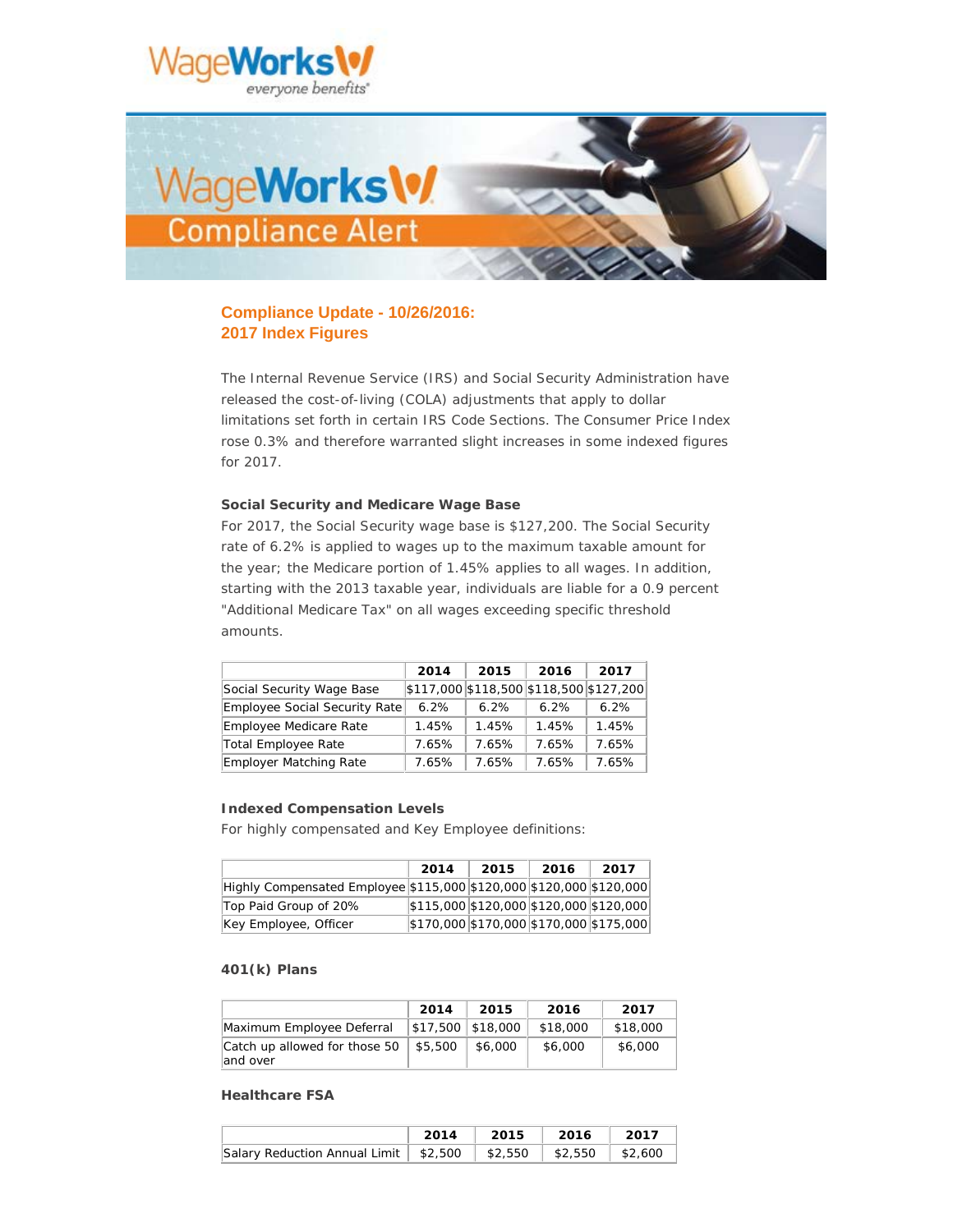## Compliance Update - 10/26/2016: 2017 Index Figures

The Internal Revenue Service (IRS) and Social Security Administration have released the cost-of-living (COLA) adjustments that apply to dollar limitations set forth in certain IRS Code Sections. The Consumer Price Index rose 0.3% and therefore warranted slight increases in some indexed figures for 2017.

**Social Security and Medicare Wage Base**

For 2017, the Social Security wage base is $127,200. The Social Security rate of 6.2% is applied to wages up to the maximum taxable amount for the year; the Medicare portion of 1.45% applies to all wages. In addition, starting with the 2013 taxable year, individuals are liable for a 0.9 percent "Additional Medicare Tax" on all wages exceeding specific threshold amounts.

| | 2014 | 2015 | 2016 | 2017 |
|---|---|---|---|---|
| Social Security Wage Base | $117,000 | $118,500 | $118,500 | $127,200 |
| Employee Social Security Rate | 6.2% | 6.2% | 6.2% | 6.2% |
| Employee Medicare Rate | 1.45% | 1.45% | 1.45% | 1.45% |
| Total Employee Rate | 7.65% | 7.65% | 7.65% | 7.65% |
| Employer Matching Rate | 7.65% | 7.65% | 7.65% | 7.65% |

**Indexed Compensation Levels**

For highly compensated and Key Employee definitions:

| | 2014 | 2015 | 2016 | 2017 |
|---|---|---|---|---|
| Highly Compensated Employee | $115,000 | $120,000 | $120,000 | $120,000 |
| Top Paid Group of 20% | $115,000 | $120,000 | $120,000 | $120,000 |
| Key Employee, Officer | $170,000 | $170,000 | $170,000 | $175,000 |

**401(k) Plans**

| | 2014 | 2015 | 2016 | 2017 |
|---|---|---|---|---|
| Maximum Employee Deferral | $17,500 | $18,000 | $18,000 | $18,000 |
| Catch up allowed for those 50 and over | $5,500 | $6,000 | $6,000 | $6,000 |

**Healthcare FSA**

| | 2014 | 2015 | 2016 | 2017 |
|---|---|---|---|---|
| Salary Reduction Annual Limit | $2,500 | $2,550 | $2,550 | $2,600 |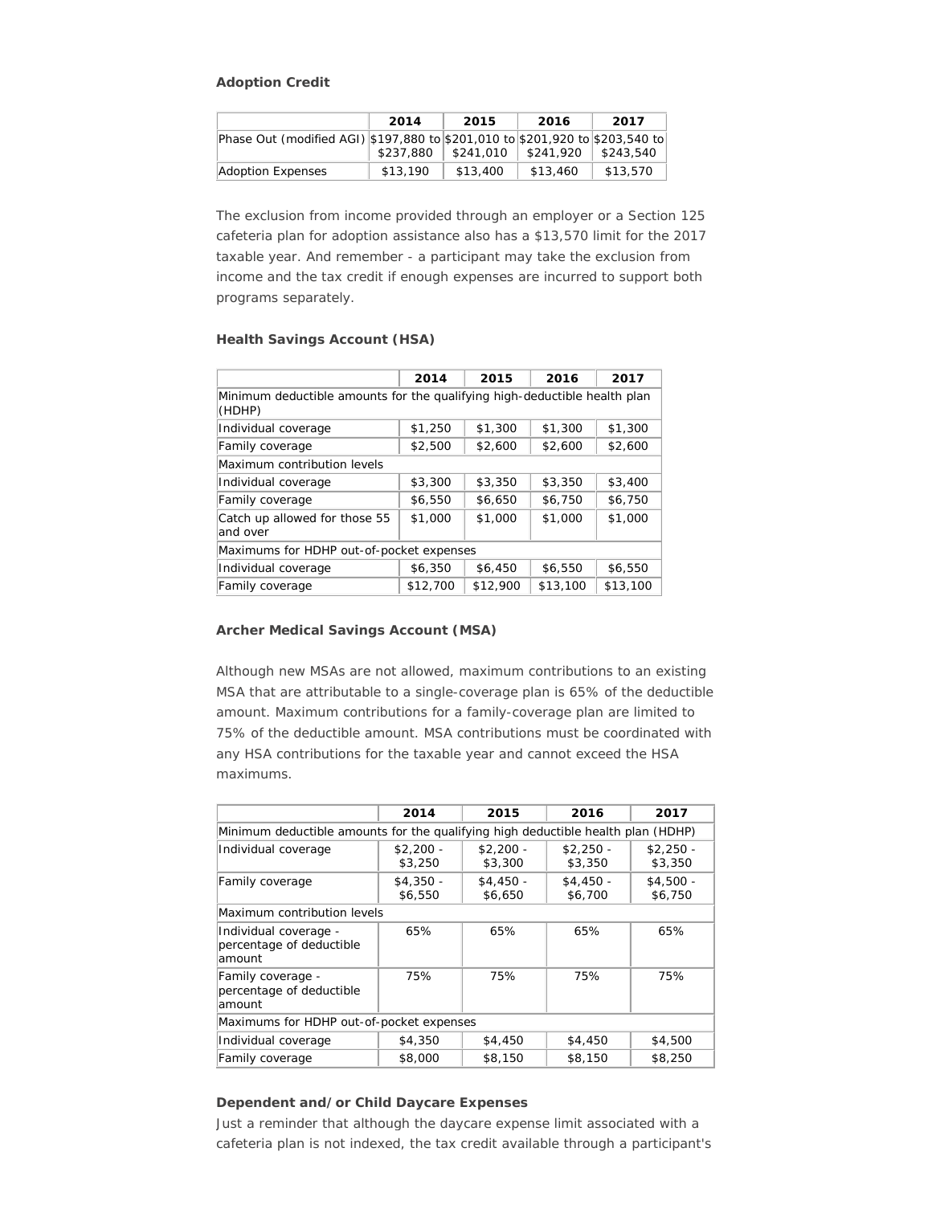**Adoption Credit**

| | 2014 | 2015 | 2016 | 2017 |
|---|---|---|---|---|
| Phase Out (modified AGI) | $197,880 to $237,880 | $201,010 to $241,010 | $201,920 to $241,920 | $203,540 to $243,540 |
| Adoption Expenses | $13,190 | $13,400 | $13,460 | $13,570 |

The exclusion from income provided through an employer or a Section 125 cafeteria plan for adoption assistance also has a $13,570 limit for the 2017 taxable year. And remember - a participant may take the exclusion from income and the tax credit if enough expenses are incurred to support both programs separately.

**Health Savings Account (HSA)**

| | 2014 | 2015 | 2016 | 2017 |
|---|---|---|---|---|
| Minimum deductible amounts for the qualifying high-deductible health plan (HDHP) | | | | |
| Individual coverage | $1,250 | $1,300 | $1,300 | $1,300 |
| Family coverage | $2,500 | $2,600 | $2,600 | $2,600 |
| Maximum contribution levels | | | | |
| Individual coverage | $3,300 | $3,350 | $3,350 | $3,400 |
| Family coverage | $6,550 | $6,650 | $6,750 | $6,750 |
| Catch up allowed for those 55 and over | $1,000 | $1,000 | $1,000 | $1,000 |
| Maximums for HDHP out-of-pocket expenses | | | | |
| Individual coverage | $6,350 | $6,450 | $6,550 | $6,550 |
| Family coverage | $12,700 | $12,900 | $13,100 | $13,100 |

**Archer Medical Savings Account (MSA)**

Although new MSAs are not allowed, maximum contributions to an existing MSA that are attributable to a single-coverage plan is 65% of the deductible amount. Maximum contributions for a family-coverage plan are limited to 75% of the deductible amount. MSA contributions must be coordinated with any HSA contributions for the taxable year and cannot exceed the HSA maximums.

| | 2014 | 2015 | 2016 | 2017 |
|---|---|---|---|---|
| Minimum deductible amounts for the qualifying high deductible health plan (HDHP) | | | | |
| Individual coverage | $2,200 - $3,250 | $2,200 - $3,300 | $2,250 - $3,350 | $2,250 - $3,350 |
| Family coverage | $4,350 - $6,550 | $4,450 - $6,650 | $4,450 - $6,700 | $4,500 - $6,750 |
| Maximum contribution levels | | | | |
| Individual coverage - percentage of deductible amount | 65% | 65% | 65% | 65% |
| Family coverage - percentage of deductible amount | 75% | 75% | 75% | 75% |
| Maximums for HDHP out-of-pocket expenses | | | | |
| Individual coverage | $4,350 | $4,450 | $4,450 | $4,500 |
| Family coverage | $8,000 | $8,150 | $8,150 | $8,250 |

**Dependent and/or Child Daycare Expenses**

Just a reminder that although the daycare expense limit associated with a cafeteria plan is not indexed, the tax credit available through a participant's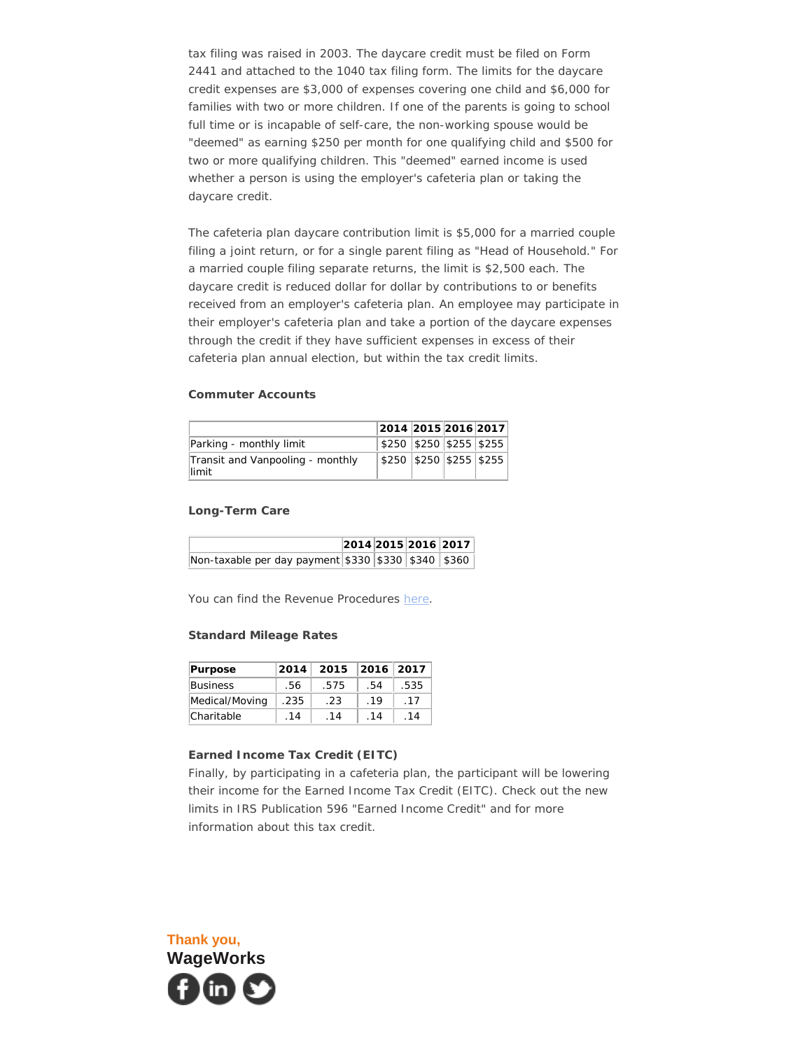tax filing was raised in 2003. The daycare credit must be filed on Form 2441 and attached to the 1040 tax filing form. The limits for the daycare credit expenses are $3,000 of expenses covering one child and $6,000 for families with two or more children. If one of the parents is going to school full time or is incapable of self-care, the non-working spouse would be "deemed" as earning $250 per month for one qualifying child and $500 for two or more qualifying children. This "deemed" earned income is used whether a person is using the employer's cafeteria plan or taking the daycare credit.

The cafeteria plan daycare contribution limit is $5,000 for a married couple filing a joint return, or for a single parent filing as "Head of Household." For a married couple filing separate returns, the limit is $2,500 each. The daycare credit is reduced dollar for dollar by contributions to or benefits received from an employer's cafeteria plan. An employee may participate in their employer's cafeteria plan and take a portion of the daycare expenses through the credit if they have sufficient expenses in excess of their cafeteria plan annual election, but within the tax credit limits.

**Commuter Accounts**

| | 2014 | 2015 | 2016 | 2017 |
|---|---|---|---|---|
| Parking - monthly limit | $250 | $250 | $255 | $255 |
| Transit and Vanpooling - monthly limit | $250 | $250 | $255 | $255 |

**Long-Term Care**

| | 2014 | 2015 | 2016 | 2017 |
|---|---|---|---|---|
| Non-taxable per day payment | $330 | $330 | $340 | $360 |

You can find the Revenue Procedures here.

**Standard Mileage Rates**

| Purpose | 2014 | 2015 | 2016 | 2017 |
|---|---|---|---|---|
| Business | .56 | .575 | .54 | .535 |
| Medical/Moving | .235 | .23 | .19 | .17 |
| Charitable | .14 | .14 | .14 | .14 |

**Earned Income Tax Credit (EITC)**

Finally, by participating in a cafeteria plan, the participant will be lowering their income for the Earned Income Tax Credit (EITC). Check out the new limits in IRS Publication 596 "Earned Income Credit" and for more information about this tax credit.

Thank you,

**WageWorks**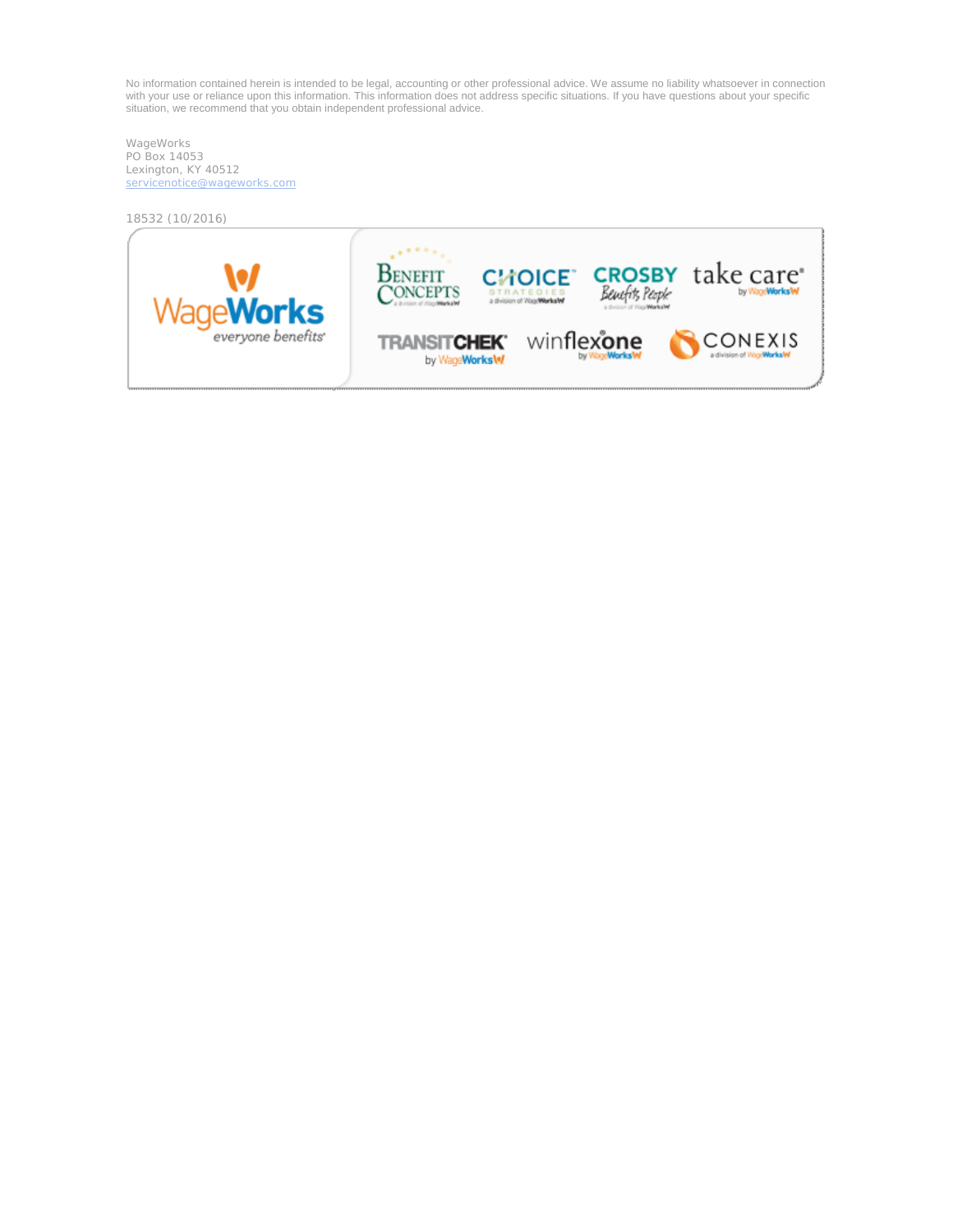No information contained herein is intended to be legal, accounting or other professional advice. We assume no liability whatsoever in connection with your use or reliance upon this information. This information does not address specific situations. If you have questions about your specific situation, we recommend that you obtain independent professional advice.

WageWorks
PO Box 14053
Lexington, KY 40512
servicenotice@wageworks.com

18532 (10/2016)